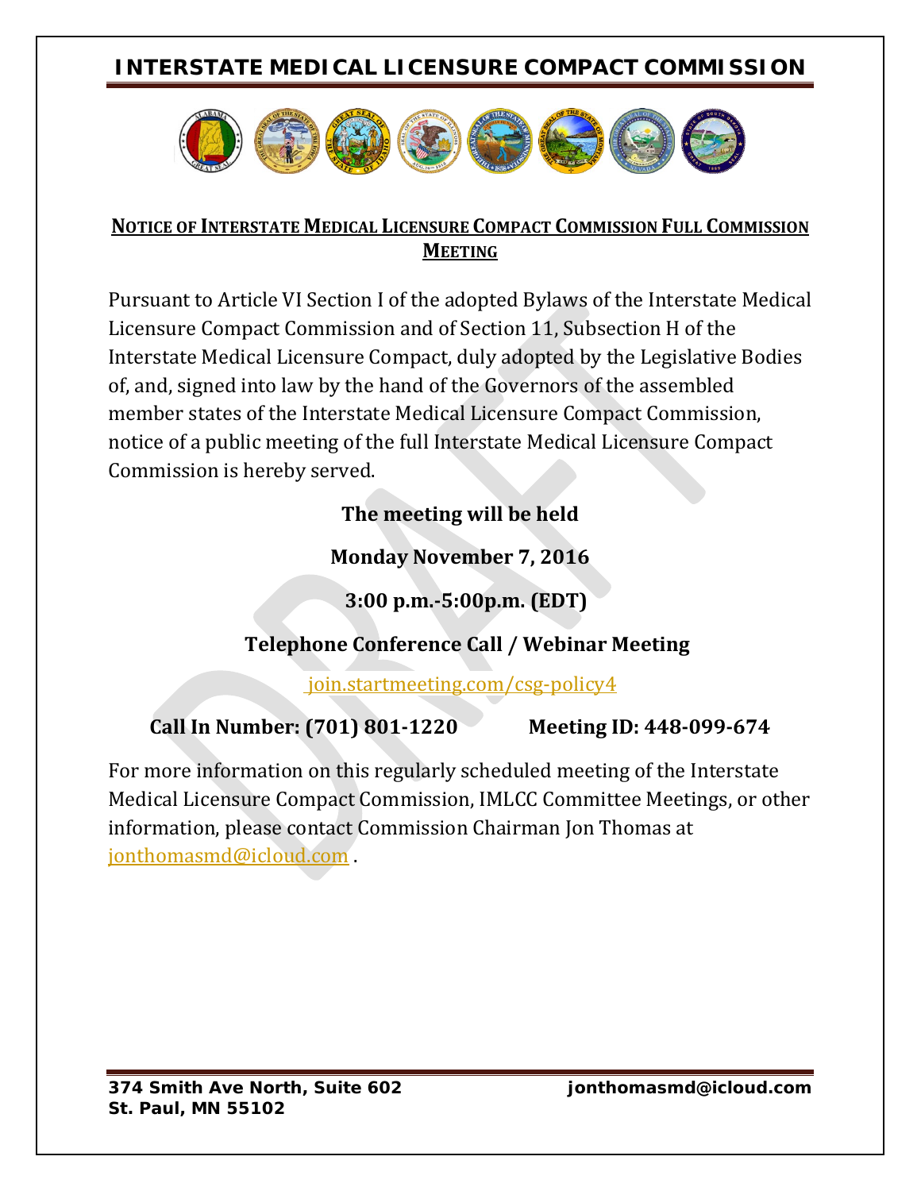# INTERSTATE MEDICAL LICENSURE COMPACT COMMISSION

## NOTICE OF INTERSTATE MEDICAL LICENSURE COMPACT COMMISSION FULL COMMISSION MEETING

Pursuant to Article VI Section I of the adopted Bylaws of the Interstate Medical Licensure Compact Commission and of Section 11, Subsection H of the Interstate Medical Licensure Compact, duly adopted by the Legislative Bodies of, and, signed into law by the hand of the Governors of the assembled member states of the Interstate Medical Licensure Compact Commission, notice of a public meeting of the full Interstate Medical Licensure Compact Commission is hereby served.

**The meeting will be held**

**Monday November 7, 2016**

**3:00 p.m.-5:00p.m. (EDT)**

**Telephone Conference Call / Webinar Meeting**

join.startmeeting.com/csg-policy4

**Call In Number: (701) 801-1220** **Meeting ID: 448-099-674**

For more information on this regularly scheduled meeting of the Interstate Medical Licensure Compact Commission, IMLCC Committee Meetings, or other information, please contact Commission Chairman Jon Thomas at jonthomasmd@icloud.com .

**374 Smith Ave North, Suite 602**
**St. Paul, MN 55102**
**jonthomasmd@icloud.com**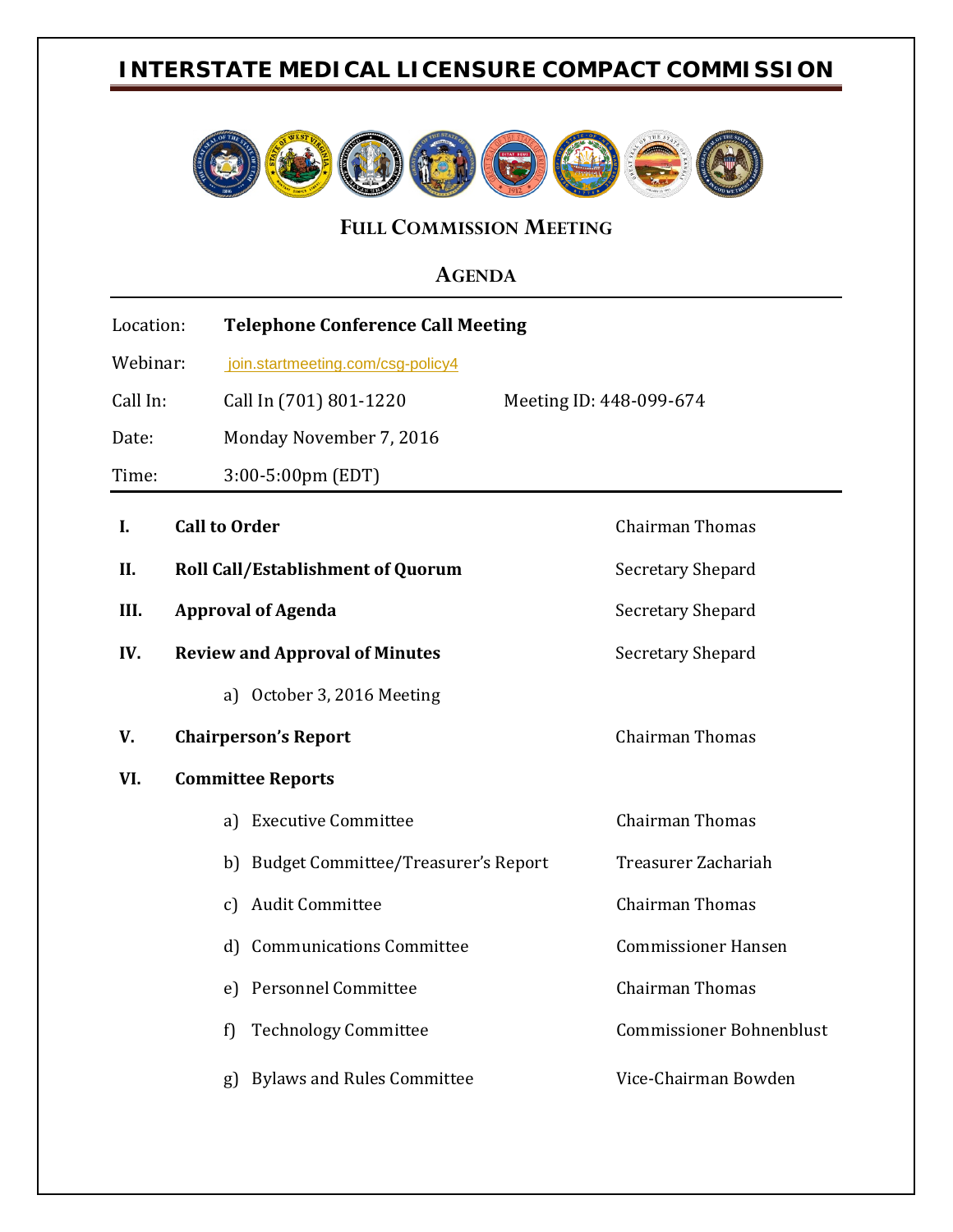# INTERSTATE MEDICAL LICENSURE COMPACT COMMISSION

## FULL COMMISSION MEETING

## AGENDA

| | | |
|---|---|---|
| Location: | **Telephone Conference Call Meeting** | |
| Webinar: | join.startmeeting.com/csg-policy4 | |
| Call In: | Call In (701) 801-1220 | Meeting ID: 448-099-674 |
| Date: | Monday November 7, 2016 | |
| Time: | 3:00-5:00pm (EDT) | |

| | | |
|---|---|---|
| **I.** | **Call to Order** | Chairman Thomas |
| **II.** | **Roll Call/Establishment of Quorum** | Secretary Shepard |
| **III.** | **Approval of Agenda** | Secretary Shepard |
| **IV.** | **Review and Approval of Minutes** | Secretary Shepard |
| | a) October 3, 2016 Meeting | |
| **V.** | **Chairperson's Report** | Chairman Thomas |
| **VI.** | **Committee Reports** | |
| | a) Executive Committee | Chairman Thomas |
| | b) Budget Committee/Treasurer's Report | Treasurer Zachariah |
| | c) Audit Committee | Chairman Thomas |
| | d) Communications Committee | Commissioner Hansen |
| | e) Personnel Committee | Chairman Thomas |
| | f) Technology Committee | Commissioner Bohnenblust |
| | g) Bylaws and Rules Committee | Vice-Chairman Bowden |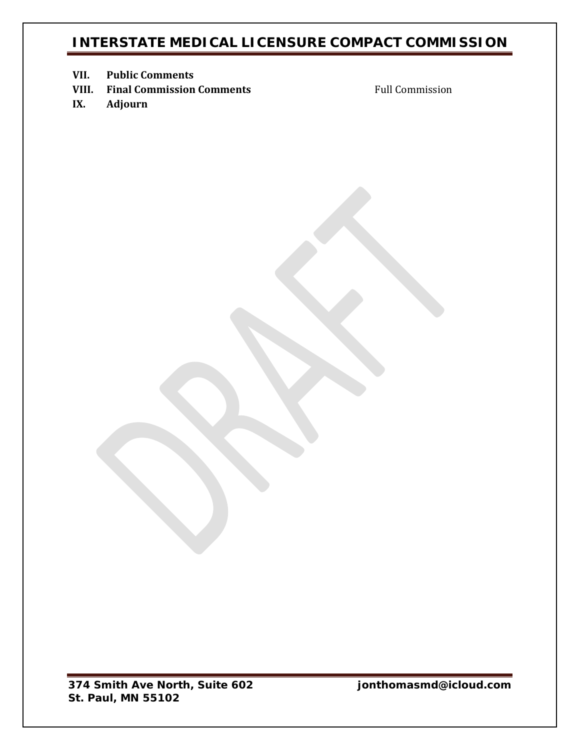**VII. Public Comments**

**VIII. Final Commission Comments** Full Commission

**IX. Adjourn**